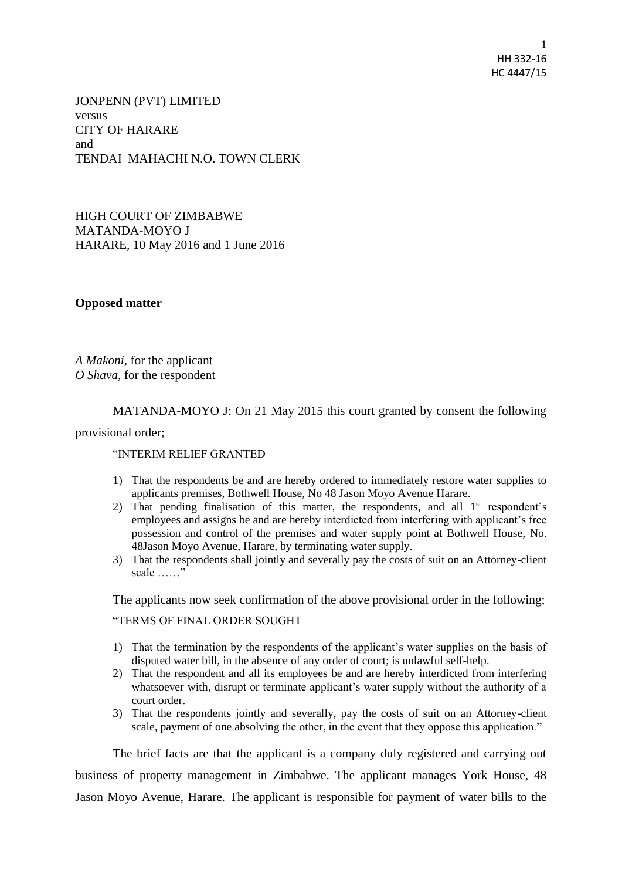JONPENN (PVT) LIMITED
versus
CITY OF HARARE
and
TENDAI MAHACHI N.O. TOWN CLERK

HIGH COURT OF ZIMBABWE
MATANDA-MOYO J
HARARE, 10 May 2016 and 1 June 2016

**Opposed matter**

*A Makoni*, for the applicant
*O Shava*, for the respondent

MATANDA-MOYO J: On 21 May 2015 this court granted by consent the following provisional order;

> "INTERIM RELIEF GRANTED
>
> 1) That the respondents be and are hereby ordered to immediately restore water supplies to applicants premises, Bothwell House, No 48 Jason Moyo Avenue Harare.
> 2) That pending finalisation of this matter, the respondents, and all 1st respondent's employees and assigns be and are hereby interdicted from interfering with applicant's free possession and control of the premises and water supply point at Bothwell House, No. 48Jason Moyo Avenue, Harare, by terminating water supply.
> 3) That the respondents shall jointly and severally pay the costs of suit on an Attorney-client scale ……"

The applicants now seek confirmation of the above provisional order in the following;

> "TERMS OF FINAL ORDER SOUGHT
>
> 1) That the termination by the respondents of the applicant's water supplies on the basis of disputed water bill, in the absence of any order of court; is unlawful self-help.
> 2) That the respondent and all its employees be and are hereby interdicted from interfering whatsoever with, disrupt or terminate applicant's water supply without the authority of a court order.
> 3) That the respondents jointly and severally, pay the costs of suit on an Attorney-client scale, payment of one absolving the other, in the event that they oppose this application."

The brief facts are that the applicant is a company duly registered and carrying out business of property management in Zimbabwe. The applicant manages York House, 48 Jason Moyo Avenue, Harare. The applicant is responsible for payment of water bills to the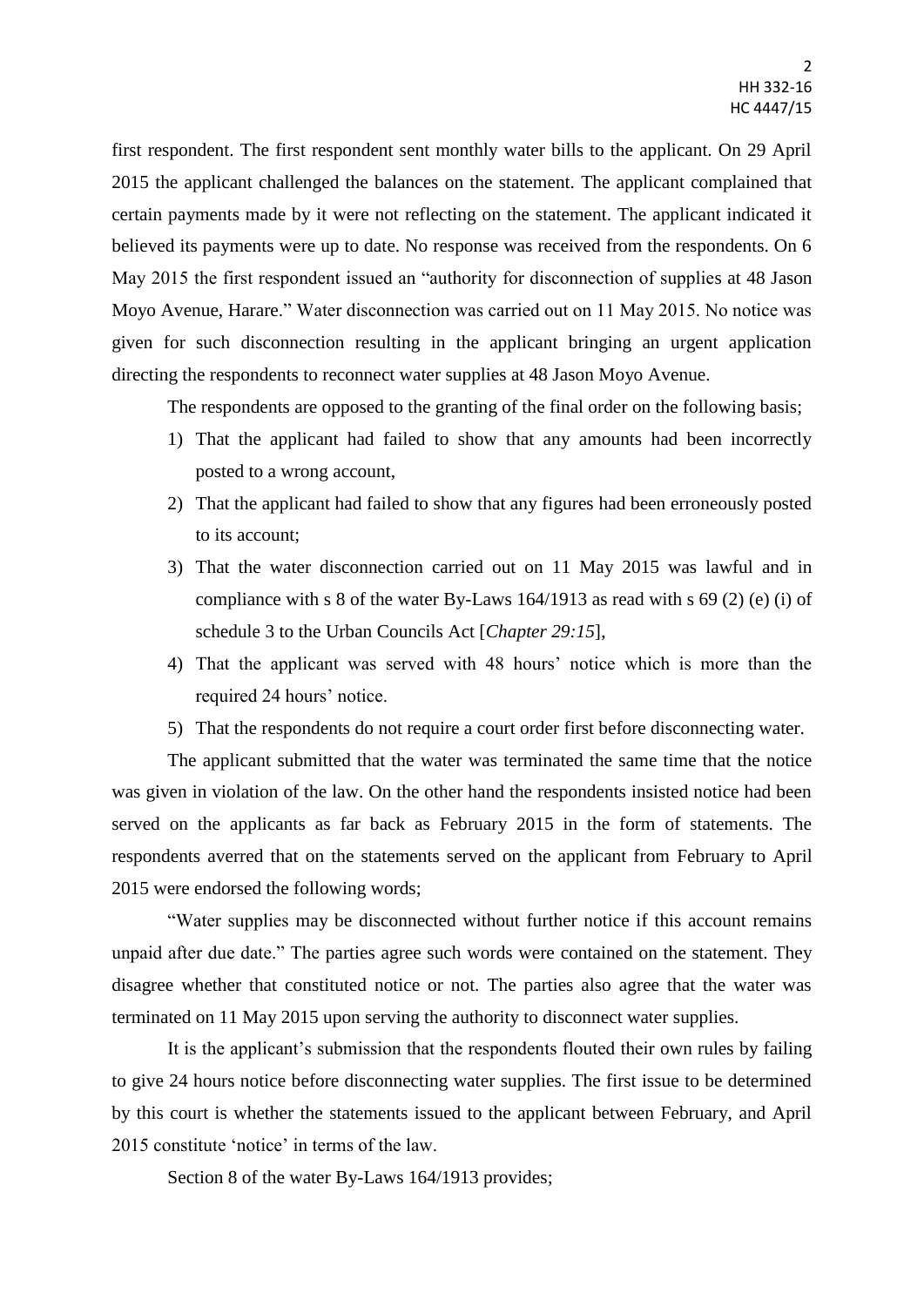first respondent. The first respondent sent monthly water bills to the applicant. On 29 April 2015 the applicant challenged the balances on the statement. The applicant complained that certain payments made by it were not reflecting on the statement. The applicant indicated it believed its payments were up to date. No response was received from the respondents. On 6 May 2015 the first respondent issued an "authority for disconnection of supplies at 48 Jason Moyo Avenue, Harare." Water disconnection was carried out on 11 May 2015. No notice was given for such disconnection resulting in the applicant bringing an urgent application directing the respondents to reconnect water supplies at 48 Jason Moyo Avenue.

The respondents are opposed to the granting of the final order on the following basis;

1) That the applicant had failed to show that any amounts had been incorrectly posted to a wrong account,
2) That the applicant had failed to show that any figures had been erroneously posted to its account;
3) That the water disconnection carried out on 11 May 2015 was lawful and in compliance with s 8 of the water By-Laws 164/1913 as read with s 69 (2) (e) (i) of schedule 3 to the Urban Councils Act [*Chapter 29:15*],
4) That the applicant was served with 48 hours' notice which is more than the required 24 hours' notice.
5) That the respondents do not require a court order first before disconnecting water.

The applicant submitted that the water was terminated the same time that the notice was given in violation of the law. On the other hand the respondents insisted notice had been served on the applicants as far back as February 2015 in the form of statements. The respondents averred that on the statements served on the applicant from February to April 2015 were endorsed the following words;

"Water supplies may be disconnected without further notice if this account remains unpaid after due date." The parties agree such words were contained on the statement. They disagree whether that constituted notice or not. The parties also agree that the water was terminated on 11 May 2015 upon serving the authority to disconnect water supplies.

It is the applicant's submission that the respondents flouted their own rules by failing to give 24 hours notice before disconnecting water supplies. The first issue to be determined by this court is whether the statements issued to the applicant between February, and April 2015 constitute 'notice' in terms of the law.

Section 8 of the water By-Laws 164/1913 provides;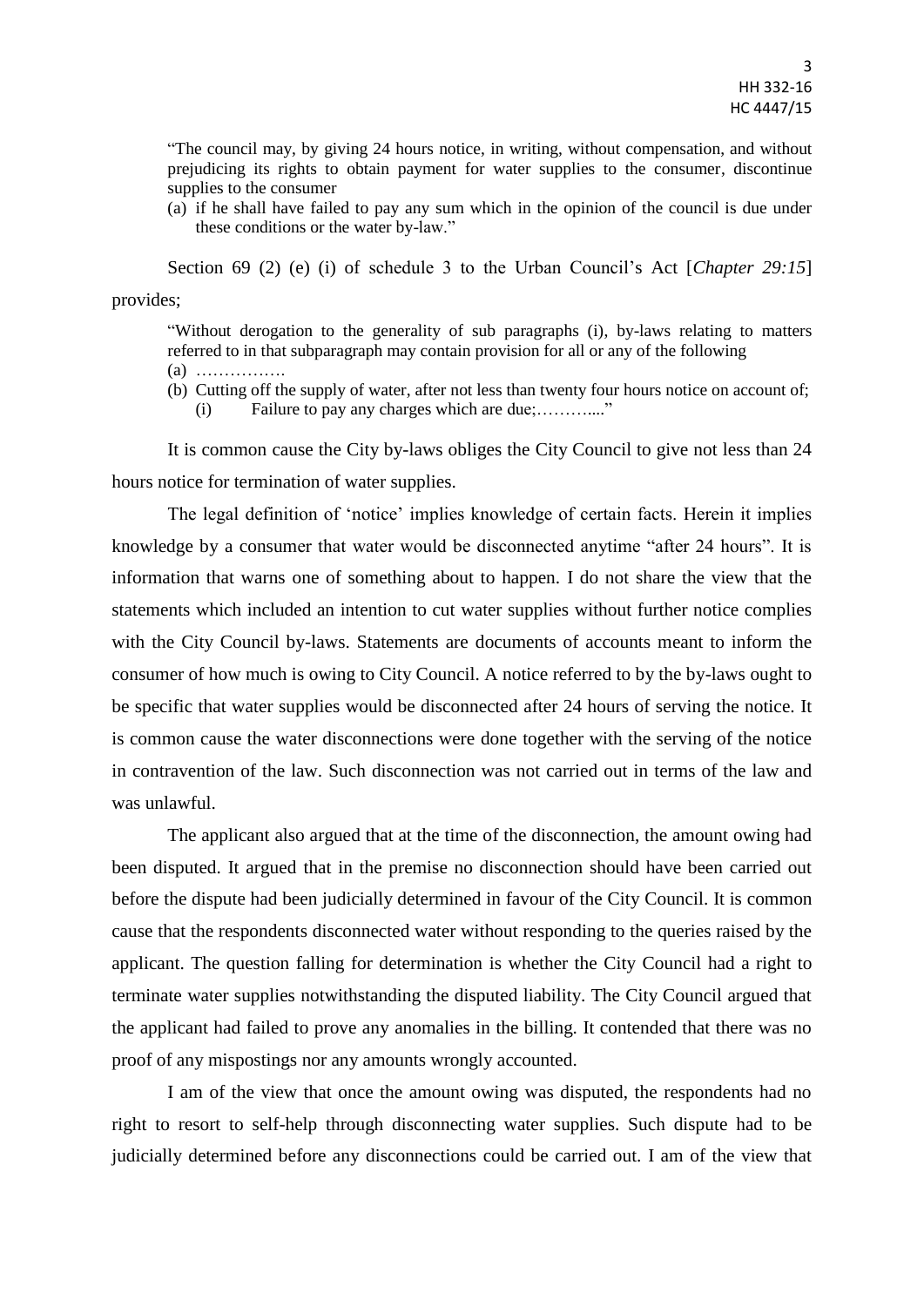> "The council may, by giving 24 hours notice, in writing, without compensation, and without prejudicing its rights to obtain payment for water supplies to the consumer, discontinue supplies to the consumer
>
> (a) if he shall have failed to pay any sum which in the opinion of the council is due under these conditions or the water by-law."

Section 69 (2) (e) (i) of schedule 3 to the Urban Council's Act [*Chapter 29:15*] provides;

> "Without derogation to the generality of sub paragraphs (i), by-laws relating to matters referred to in that subparagraph may contain provision for all or any of the following
>
> (a) …………….
>
> (b) Cutting off the supply of water, after not less than twenty four hours notice on account of;
>
> (i) Failure to pay any charges which are due;………...."

It is common cause the City by-laws obliges the City Council to give not less than 24 hours notice for termination of water supplies.

The legal definition of 'notice' implies knowledge of certain facts. Herein it implies knowledge by a consumer that water would be disconnected anytime "after 24 hours". It is information that warns one of something about to happen. I do not share the view that the statements which included an intention to cut water supplies without further notice complies with the City Council by-laws. Statements are documents of accounts meant to inform the consumer of how much is owing to City Council. A notice referred to by the by-laws ought to be specific that water supplies would be disconnected after 24 hours of serving the notice. It is common cause the water disconnections were done together with the serving of the notice in contravention of the law. Such disconnection was not carried out in terms of the law and was unlawful.

The applicant also argued that at the time of the disconnection, the amount owing had been disputed. It argued that in the premise no disconnection should have been carried out before the dispute had been judicially determined in favour of the City Council. It is common cause that the respondents disconnected water without responding to the queries raised by the applicant. The question falling for determination is whether the City Council had a right to terminate water supplies notwithstanding the disputed liability. The City Council argued that the applicant had failed to prove any anomalies in the billing. It contended that there was no proof of any mispostings nor any amounts wrongly accounted.

I am of the view that once the amount owing was disputed, the respondents had no right to resort to self-help through disconnecting water supplies. Such dispute had to be judicially determined before any disconnections could be carried out. I am of the view that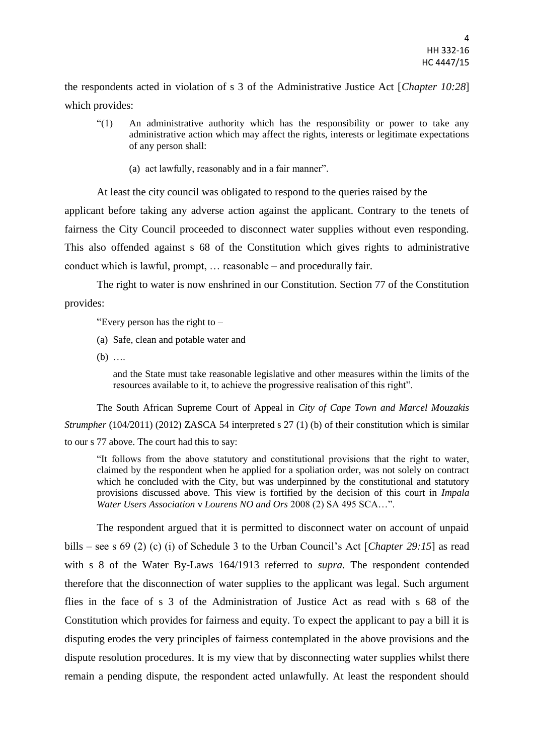the respondents acted in violation of s 3 of the Administrative Justice Act [*Chapter 10:28*] which provides:

> "(1) An administrative authority which has the responsibility or power to take any administrative action which may affect the rights, interests or legitimate expectations of any person shall:
>
> (a) act lawfully, reasonably and in a fair manner".

At least the city council was obligated to respond to the queries raised by the applicant before taking any adverse action against the applicant. Contrary to the tenets of fairness the City Council proceeded to disconnect water supplies without even responding. This also offended against s 68 of the Constitution which gives rights to administrative conduct which is lawful, prompt, … reasonable – and procedurally fair.

The right to water is now enshrined in our Constitution. Section 77 of the Constitution provides:

> "Every person has the right to –
>
> (a) Safe, clean and potable water and
>
> (b) ….
>
> and the State must take reasonable legislative and other measures within the limits of the resources available to it, to achieve the progressive realisation of this right".

The South African Supreme Court of Appeal in *City of Cape Town and Marcel Mouzakis Strumpher* (104/2011) (2012) ZASCA 54 interpreted s 27 (1) (b) of their constitution which is similar to our s 77 above. The court had this to say:

> "It follows from the above statutory and constitutional provisions that the right to water, claimed by the respondent when he applied for a spoliation order, was not solely on contract which he concluded with the City, but was underpinned by the constitutional and statutory provisions discussed above. This view is fortified by the decision of this court in *Impala Water Users Association* v *Lourens NO and Ors* 2008 (2) SA 495 SCA…".

The respondent argued that it is permitted to disconnect water on account of unpaid bills – see s 69 (2) (c) (i) of Schedule 3 to the Urban Council's Act [*Chapter 29:15*] as read with s 8 of the Water By-Laws 164/1913 referred to *supra.* The respondent contended therefore that the disconnection of water supplies to the applicant was legal. Such argument flies in the face of s 3 of the Administration of Justice Act as read with s 68 of the Constitution which provides for fairness and equity. To expect the applicant to pay a bill it is disputing erodes the very principles of fairness contemplated in the above provisions and the dispute resolution procedures. It is my view that by disconnecting water supplies whilst there remain a pending dispute, the respondent acted unlawfully. At least the respondent should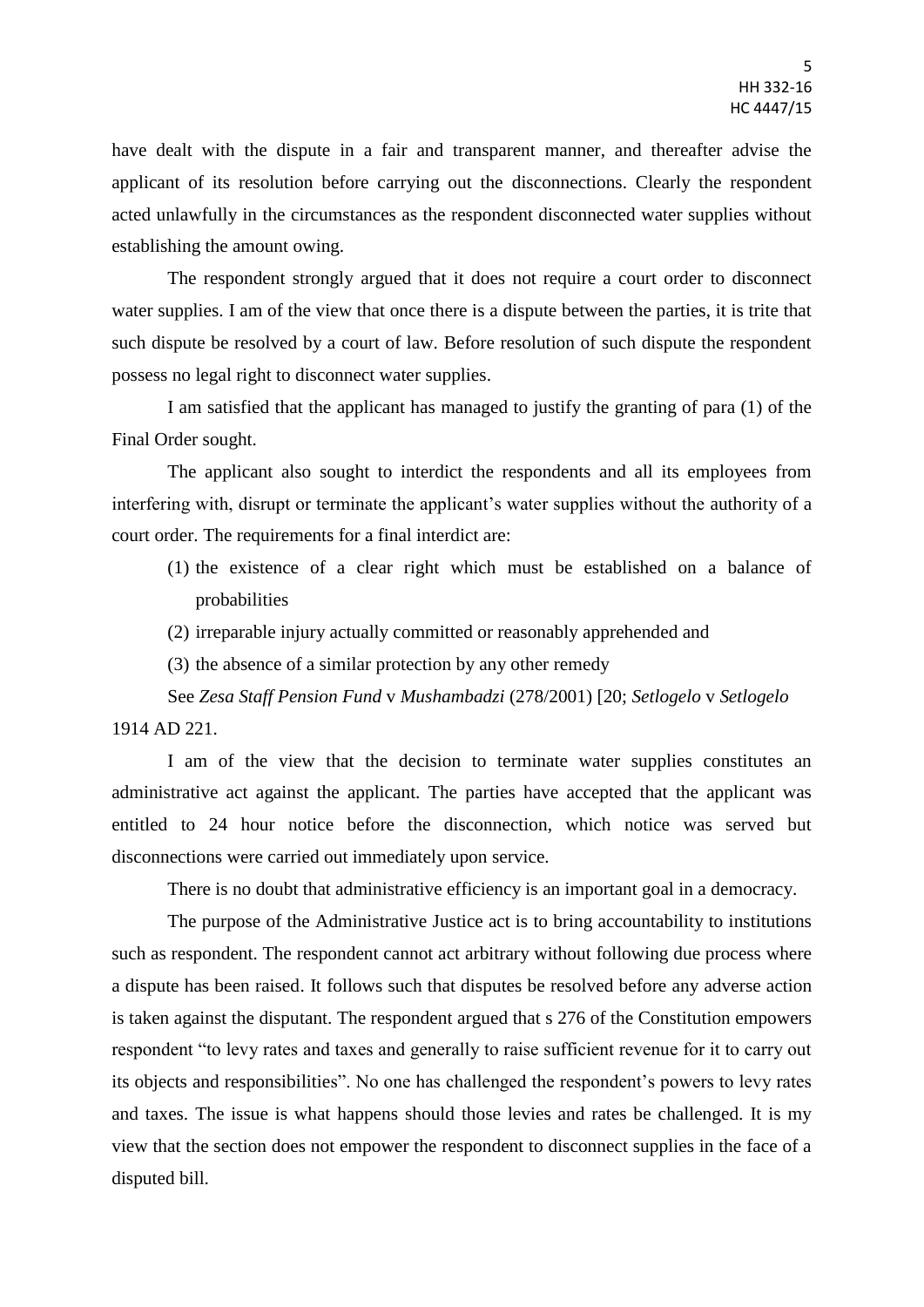have dealt with the dispute in a fair and transparent manner, and thereafter advise the applicant of its resolution before carrying out the disconnections. Clearly the respondent acted unlawfully in the circumstances as the respondent disconnected water supplies without establishing the amount owing.

The respondent strongly argued that it does not require a court order to disconnect water supplies. I am of the view that once there is a dispute between the parties, it is trite that such dispute be resolved by a court of law. Before resolution of such dispute the respondent possess no legal right to disconnect water supplies.

I am satisfied that the applicant has managed to justify the granting of para (1) of the Final Order sought.

The applicant also sought to interdict the respondents and all its employees from interfering with, disrupt or terminate the applicant's water supplies without the authority of a court order. The requirements for a final interdict are:

(1) the existence of a clear right which must be established on a balance of probabilities

(2) irreparable injury actually committed or reasonably apprehended and

(3) the absence of a similar protection by any other remedy

See *Zesa Staff Pension Fund* v *Mushambadzi* (278/2001) [20; *Setlogelo* v *Setlogelo* 1914 AD 221.

I am of the view that the decision to terminate water supplies constitutes an administrative act against the applicant. The parties have accepted that the applicant was entitled to 24 hour notice before the disconnection, which notice was served but disconnections were carried out immediately upon service.

There is no doubt that administrative efficiency is an important goal in a democracy.

The purpose of the Administrative Justice act is to bring accountability to institutions such as respondent. The respondent cannot act arbitrary without following due process where a dispute has been raised. It follows such that disputes be resolved before any adverse action is taken against the disputant. The respondent argued that s 276 of the Constitution empowers respondent "to levy rates and taxes and generally to raise sufficient revenue for it to carry out its objects and responsibilities". No one has challenged the respondent's powers to levy rates and taxes. The issue is what happens should those levies and rates be challenged. It is my view that the section does not empower the respondent to disconnect supplies in the face of a disputed bill.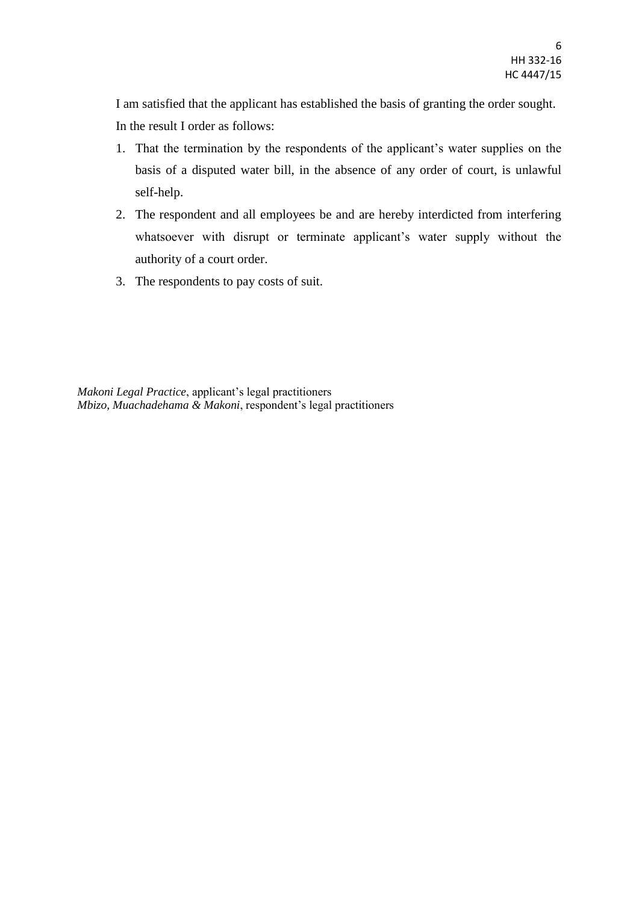I am satisfied that the applicant has established the basis of granting the order sought.

In the result I order as follows:

1. That the termination by the respondents of the applicant's water supplies on the basis of a disputed water bill, in the absence of any order of court, is unlawful self-help.
2. The respondent and all employees be and are hereby interdicted from interfering whatsoever with disrupt or terminate applicant's water supply without the authority of a court order.
3. The respondents to pay costs of suit.

*Makoni Legal Practice*, applicant's legal practitioners
*Mbizo, Muachadehama & Makoni*, respondent's legal practitioners